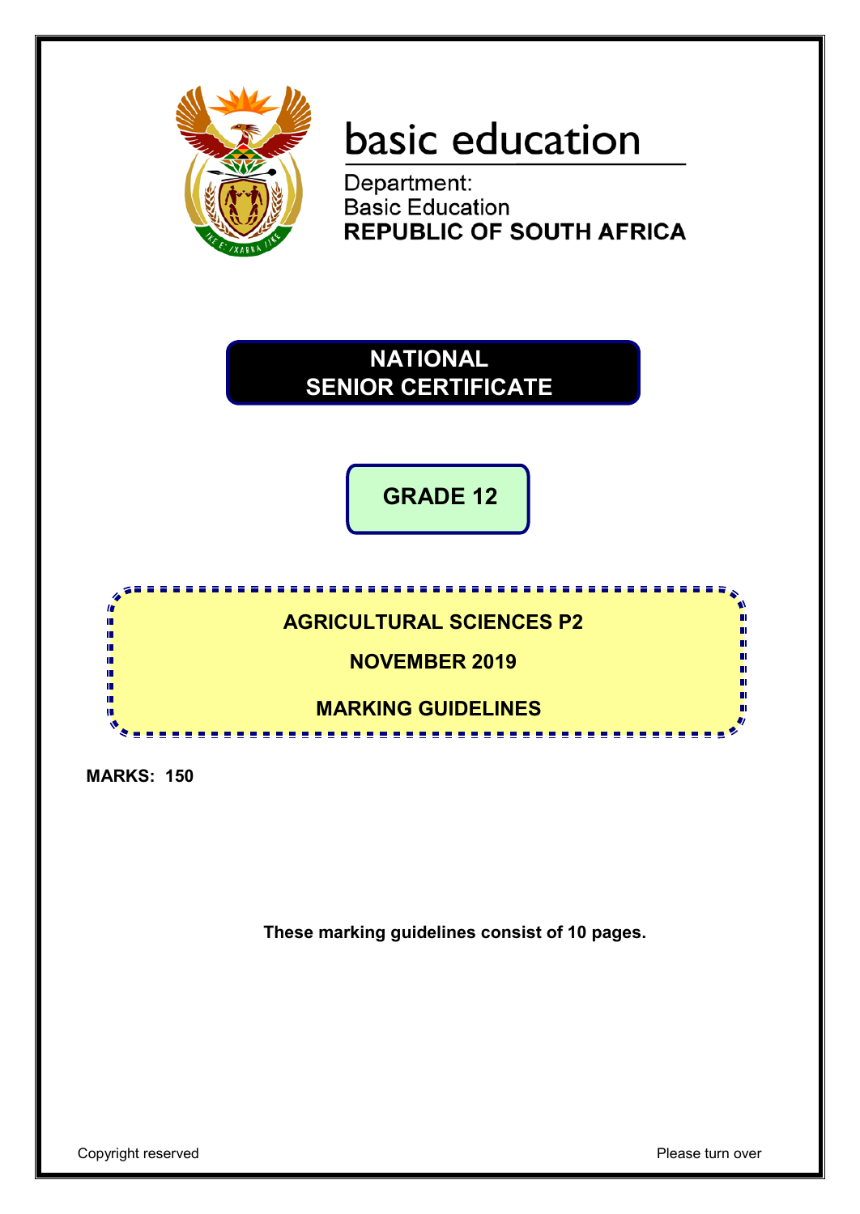basic education

Department:
Basic Education
**REPUBLIC OF SOUTH AFRICA**

# NATIONAL SENIOR CERTIFICATE

## GRADE 12

## AGRICULTURAL SCIENCES P2

## NOVEMBER 2019

## MARKING GUIDELINES

**MARKS: 150**

**These marking guidelines consist of 10 pages.**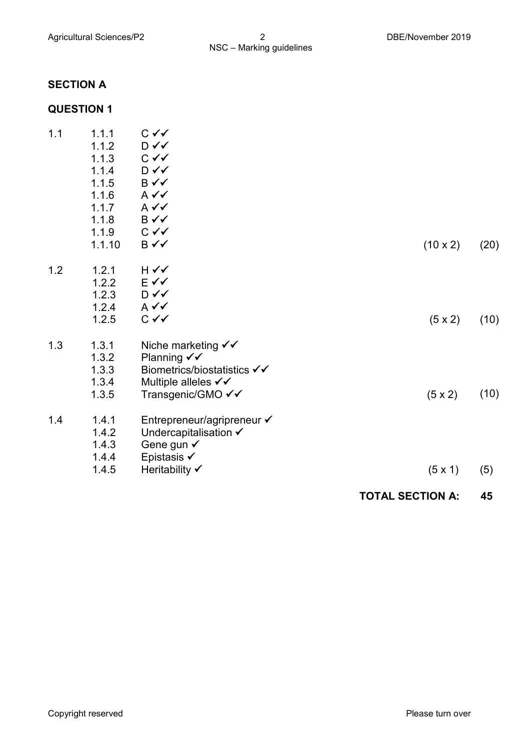## SECTION A

### QUESTION 1

| | | | | |
|---|---|---|---|---|
| 1.1 | 1.1.1 | C ✓✓ | | |
| | 1.1.2 | D ✓✓ | | |
| | 1.1.3 | C ✓✓ | | |
| | 1.1.4 | D ✓✓ | | |
| | 1.1.5 | B ✓✓ | | |
| | 1.1.6 | A ✓✓ | | |
| | 1.1.7 | A ✓✓ | | |
| | 1.1.8 | B ✓✓ | | |
| | 1.1.9 | C ✓✓ | | |
| | 1.1.10 | B ✓✓ | (10 x 2) | (20) |
| 1.2 | 1.2.1 | H ✓✓ | | |
| | 1.2.2 | E ✓✓ | | |
| | 1.2.3 | D ✓✓ | | |
| | 1.2.4 | A ✓✓ | | |
| | 1.2.5 | C ✓✓ | (5 x 2) | (10) |
| 1.3 | 1.3.1 | Niche marketing ✓✓ | | |
| | 1.3.2 | Planning ✓✓ | | |
| | 1.3.3 | Biometrics/biostatistics ✓✓ | | |
| | 1.3.4 | Multiple alleles ✓✓ | | |
| | 1.3.5 | Transgenic/GMO ✓✓ | (5 x 2) | (10) |
| 1.4 | 1.4.1 | Entrepreneur/agripreneur ✓ | | |
| | 1.4.2 | Undercapitalisation ✓ | | |
| | 1.4.3 | Gene gun ✓ | | |
| | 1.4.4 | Epistasis ✓ | | |
| | 1.4.5 | Heritability ✓ | (5 x 1) | (5) |

**TOTAL SECTION A: 45**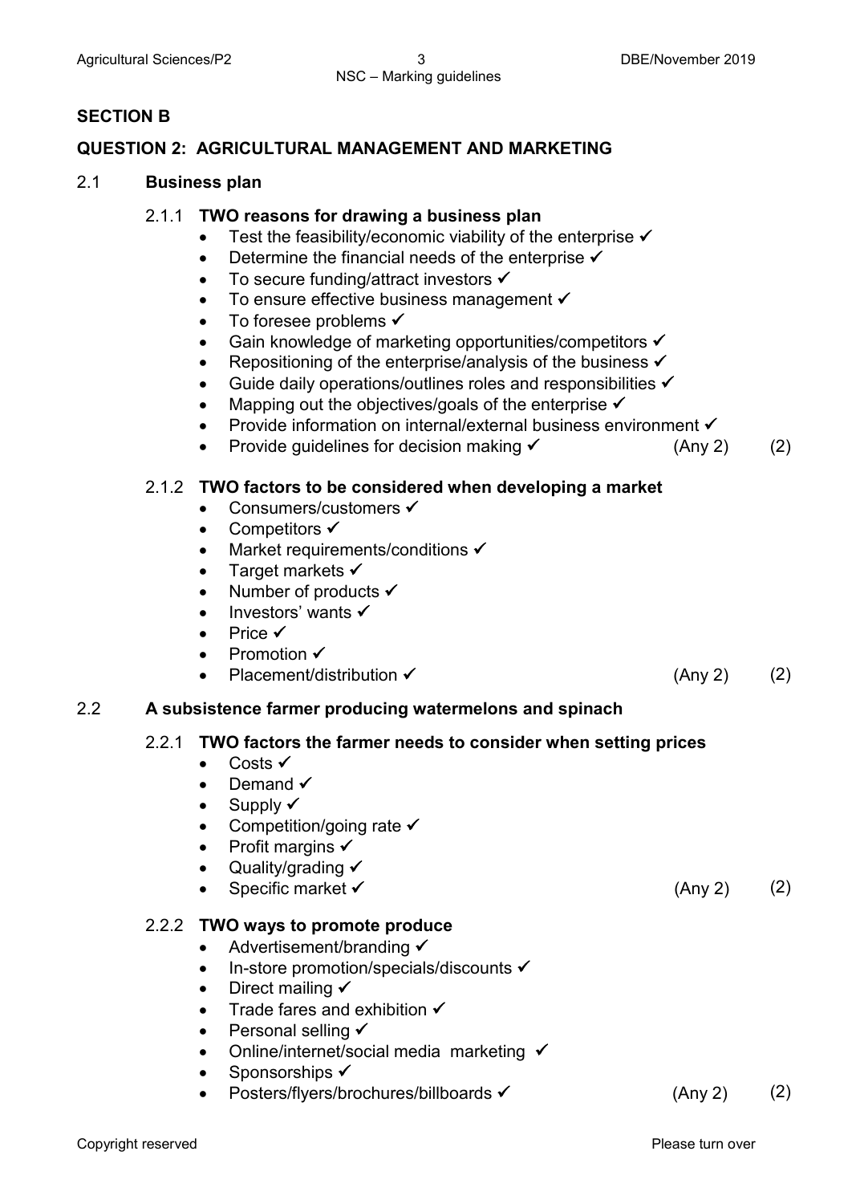## SECTION B

## QUESTION 2: AGRICULTURAL MANAGEMENT AND MARKETING

### 2.1 Business plan

**2.1.1 TWO reasons for drawing a business plan**

- Test the feasibility/economic viability of the enterprise ✓
- Determine the financial needs of the enterprise ✓
- To secure funding/attract investors ✓
- To ensure effective business management ✓
- To foresee problems ✓
- Gain knowledge of marketing opportunities/competitors ✓
- Repositioning of the enterprise/analysis of the business ✓
- Guide daily operations/outlines roles and responsibilities ✓
- Mapping out the objectives/goals of the enterprise ✓
- Provide information on internal/external business environment ✓
- Provide guidelines for decision making ✓ (Any 2) (2)

**2.1.2 TWO factors to be considered when developing a market**

- Consumers/customers ✓
- Competitors ✓
- Market requirements/conditions ✓
- Target markets ✓
- Number of products ✓
- Investors' wants ✓
- Price ✓
- Promotion ✓
- Placement/distribution ✓ (Any 2) (2)

### 2.2 A subsistence farmer producing watermelons and spinach

**2.2.1 TWO factors the farmer needs to consider when setting prices**

- Costs ✓
- Demand ✓
- Supply ✓
- Competition/going rate ✓
- Profit margins ✓
- Quality/grading ✓
- Specific market ✓ (Any 2) (2)

**2.2.2 TWO ways to promote produce**

- Advertisement/branding ✓
- In-store promotion/specials/discounts ✓
- Direct mailing ✓
- Trade fares and exhibition ✓
- Personal selling ✓
- Online/internet/social media marketing ✓
- Sponsorships ✓
- Posters/flyers/brochures/billboards ✓ (Any 2) (2)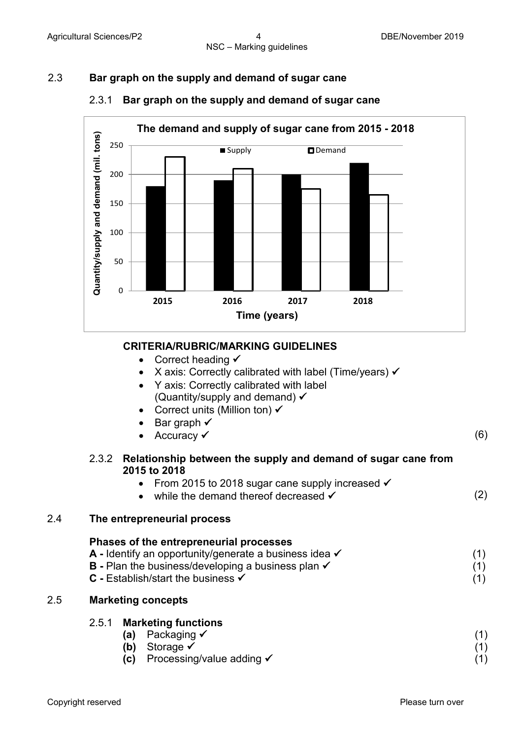## 2.3 Bar graph on the supply and demand of sugar cane

### 2.3.1 Bar graph on the supply and demand of sugar cane

**The demand and supply of sugar cane from 2015 - 2018**

| Time (years) | Supply (mil. tons) | Demand (mil. tons) |
|---|---|---|
| 2015 | 180 | 230 |
| 2016 | 190 | 210 |
| 2017 | 200 | 175 |
| 2018 | 220 | 165 |

**CRITERIA/RUBRIC/MARKING GUIDELINES**

- Correct heading ✓
- X axis: Correctly calibrated with label (Time/years) ✓
- Y axis: Correctly calibrated with label (Quantity/supply and demand) ✓
- Correct units (Million ton) ✓
- Bar graph ✓
- Accuracy ✓ (6)

### 2.3.2 Relationship between the supply and demand of sugar cane from 2015 to 2018

- From 2015 to 2018 sugar cane supply increased ✓
- while the demand thereof decreased ✓ (2)

## 2.4 The entrepreneurial process

**Phases of the entrepreneurial processes**

**A -** Identify an opportunity/generate a business idea ✓ (1)
**B -** Plan the business/developing a business plan ✓ (1)
**C -** Establish/start the business ✓ (1)

## 2.5 Marketing concepts

### 2.5.1 Marketing functions

**(a)** Packaging ✓ (1)
**(b)** Storage ✓ (1)
**(c)** Processing/value adding ✓ (1)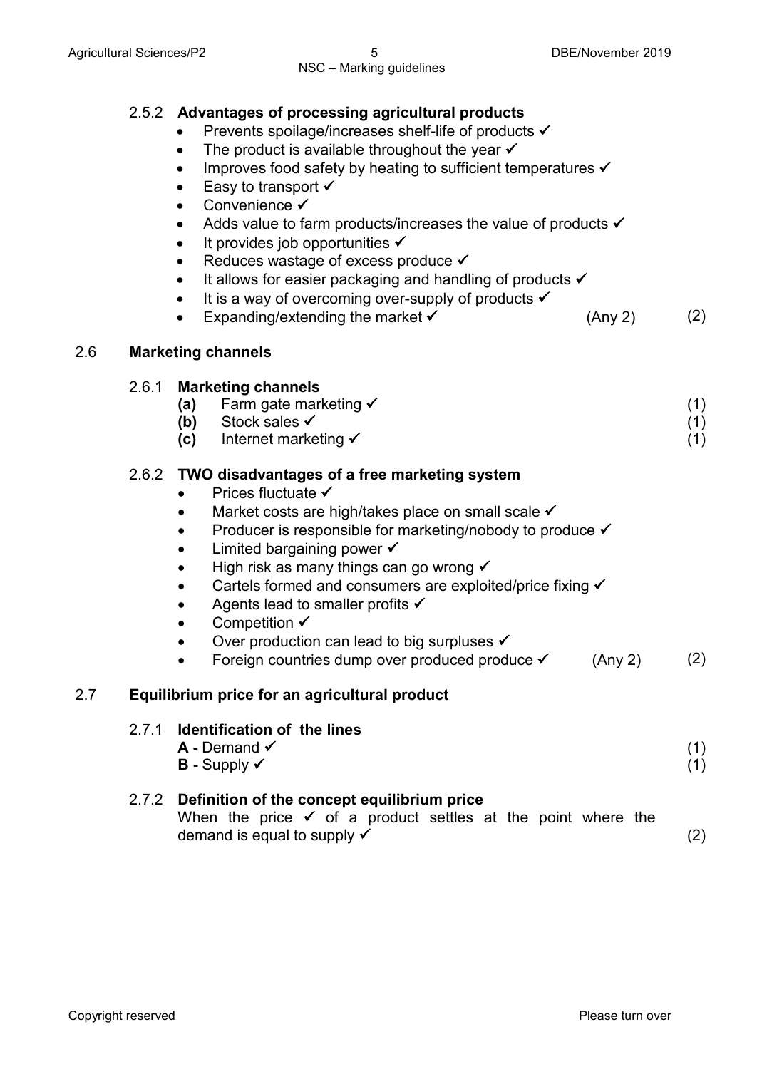### 2.5.2 Advantages of processing agricultural products

- Prevents spoilage/increases shelf-life of products ✓
- The product is available throughout the year ✓
- Improves food safety by heating to sufficient temperatures ✓
- Easy to transport ✓
- Convenience ✓
- Adds value to farm products/increases the value of products ✓
- It provides job opportunities ✓
- Reduces wastage of excess produce ✓
- It allows for easier packaging and handling of products ✓
- It is a way of overcoming over-supply of products ✓
- Expanding/extending the market ✓ (Any 2) (2)

## 2.6 Marketing channels

### 2.6.1 Marketing channels

**(a)** Farm gate marketing ✓ (1)
**(b)** Stock sales ✓ (1)
**(c)** Internet marketing ✓ (1)

### 2.6.2 TWO disadvantages of a free marketing system

- Prices fluctuate ✓
- Market costs are high/takes place on small scale ✓
- Producer is responsible for marketing/nobody to produce ✓
- Limited bargaining power ✓
- High risk as many things can go wrong ✓
- Cartels formed and consumers are exploited/price fixing ✓
- Agents lead to smaller profits ✓
- Competition ✓
- Over production can lead to big surpluses ✓
- Foreign countries dump over produced produce ✓ (Any 2) (2)

## 2.7 Equilibrium price for an agricultural product

### 2.7.1 Identification of the lines

**A -** Demand ✓ (1)
**B -** Supply ✓ (1)

### 2.7.2 Definition of the concept equilibrium price

When the price ✓ of a product settles at the point where the demand is equal to supply ✓ (2)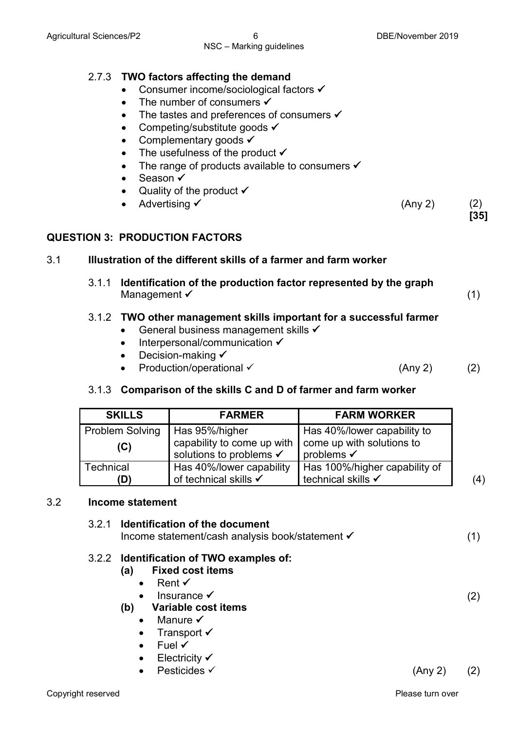2.7.3 **TWO factors affecting the demand**

- Consumer income/sociological factors ✓
- The number of consumers ✓
- The tastes and preferences of consumers ✓
- Competing/substitute goods ✓
- Complementary goods ✓
- The usefulness of the product ✓
- The range of products available to consumers ✓
- Season ✓
- Quality of the product ✓
- Advertising ✓ (Any 2) (2)

**[35]**

## QUESTION 3: PRODUCTION FACTORS

3.1 **Illustration of the different skills of a farmer and farm worker**

3.1.1 **Identification of the production factor represented by the graph**

Management ✓ (1)

3.1.2 **TWO other management skills important for a successful farmer**

- General business management skills ✓
- Interpersonal/communication ✓
- Decision-making ✓
- Production/operational ✓ (Any 2) (2)

3.1.3 **Comparison of the skills C and D of farmer and farm worker**

| SKILLS | FARMER | FARM WORKER |
|---|---|---|
| Problem Solving (C) | Has 95%/higher capability to come up with solutions to problems ✓ | Has 40%/lower capability to come up with solutions to problems ✓ |
| Technical (D) | Has 40%/lower capability of technical skills ✓ | Has 100%/higher capability of technical skills ✓ |

(4)

3.2 **Income statement**

3.2.1 **Identification of the document**

Income statement/cash analysis book/statement ✓ (1)

3.2.2 **Identification of TWO examples of:**

**(a) Fixed cost items**

- Rent ✓
- Insurance ✓ (2)

**(b) Variable cost items**

- Manure ✓
- Transport ✓
- Fuel ✓
- Electricity ✓
- Pesticides ✓ (Any 2) (2)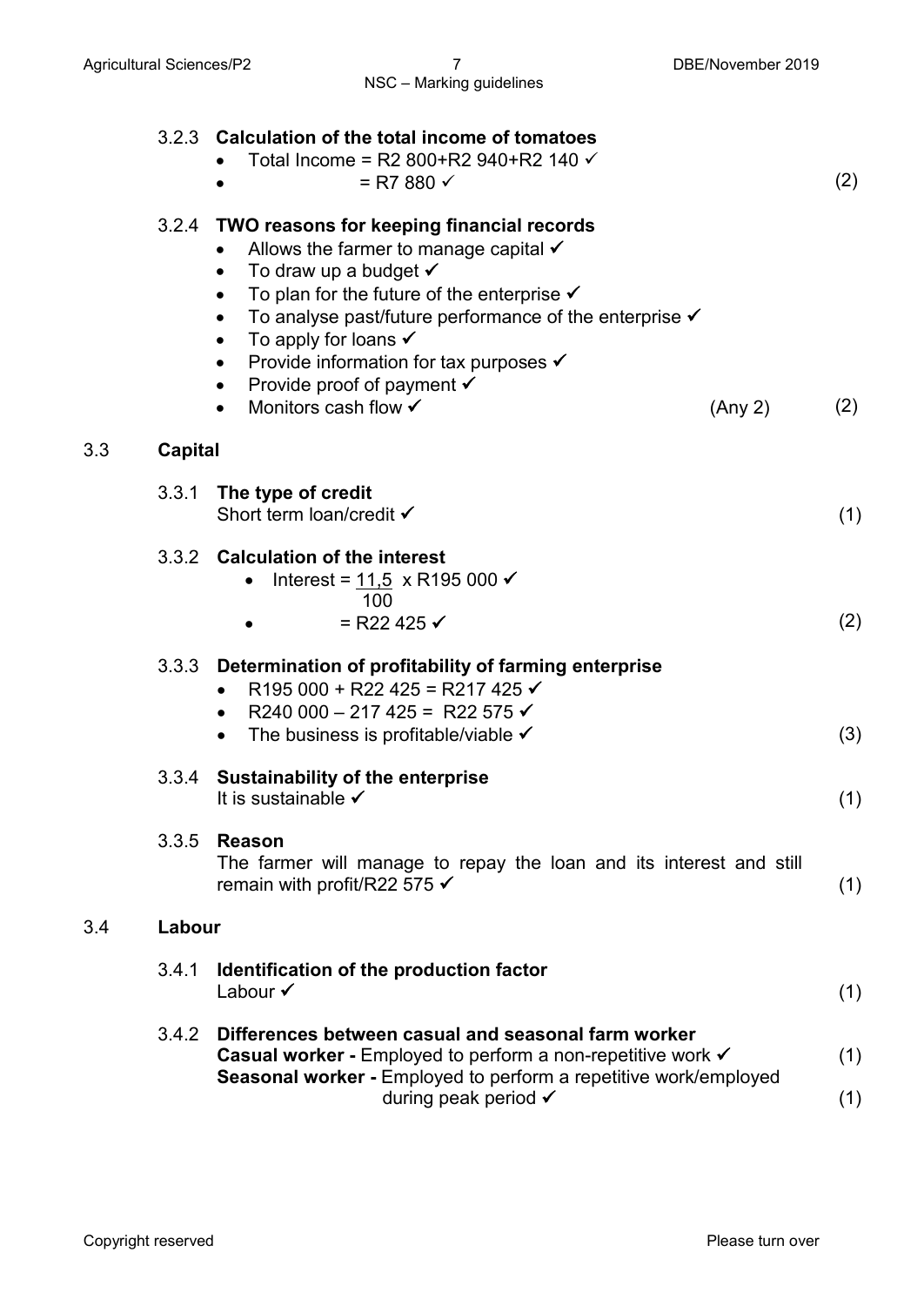3.2.3 **Calculation of the total income of tomatoes**

- Total Income = R2 800+R2 940+R2 140 ✓
- = R7 880 ✓ (2)

3.2.4 **TWO reasons for keeping financial records**

- Allows the farmer to manage capital ✓
- To draw up a budget ✓
- To plan for the future of the enterprise ✓
- To analyse past/future performance of the enterprise ✓
- To apply for loans ✓
- Provide information for tax purposes ✓
- Provide proof of payment ✓
- Monitors cash flow ✓ (Any 2) (2)

## 3.3 Capital

3.3.1 **The type of credit**

Short term loan/credit ✓ (1)

3.3.2 **Calculation of the interest**

- Interest = $\frac{11,5}{100}$ x R195 000 ✓
- = R22 425 ✓ (2)

3.3.3 **Determination of profitability of farming enterprise**

- R195 000 + R22 425 = R217 425 ✓
- R240 000 – 217 425 = R22 575 ✓
- The business is profitable/viable ✓ (3)

3.3.4 **Sustainability of the enterprise**

It is sustainable ✓ (1)

3.3.5 **Reason**

The farmer will manage to repay the loan and its interest and still remain with profit/R22 575 ✓ (1)

## 3.4 Labour

3.4.1 **Identification of the production factor**

Labour ✓ (1)

3.4.2 **Differences between casual and seasonal farm worker**

**Casual worker -** Employed to perform a non-repetitive work ✓ (1)

**Seasonal worker -** Employed to perform a repetitive work/employed during peak period ✓ (1)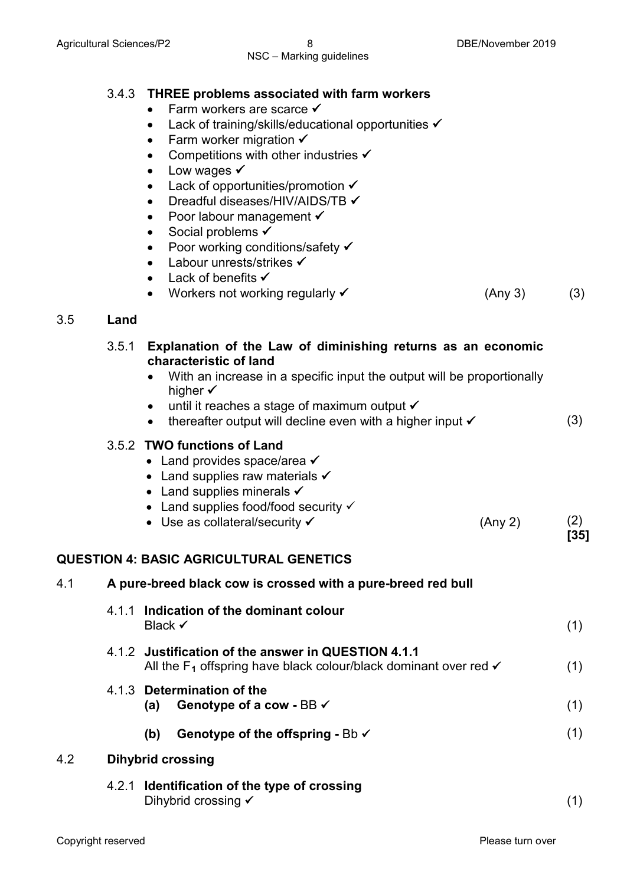3.4.3 **THREE problems associated with farm workers**

- Farm workers are scarce ✓
- Lack of training/skills/educational opportunities ✓
- Farm worker migration ✓
- Competitions with other industries ✓
- Low wages ✓
- Lack of opportunities/promotion ✓
- Dreadful diseases/HIV/AIDS/TB ✓
- Poor labour management ✓
- Social problems ✓
- Poor working conditions/safety ✓
- Labour unrests/strikes ✓
- Lack of benefits ✓
- Workers not working regularly ✓ (Any 3) (3)

## 3.5 Land

3.5.1 **Explanation of the Law of diminishing returns as an economic characteristic of land**

- With an increase in a specific input the output will be proportionally higher ✓
- until it reaches a stage of maximum output ✓
- thereafter output will decline even with a higher input ✓ (3)

3.5.2 **TWO functions of Land**

- Land provides space/area ✓
- Land supplies raw materials ✓
- Land supplies minerals ✓
- Land supplies food/food security ✓
- Use as collateral/security ✓ (Any 2) (2)

**[35]**

## QUESTION 4: BASIC AGRICULTURAL GENETICS

### 4.1 A pure-breed black cow is crossed with a pure-breed red bull

4.1.1 **Indication of the dominant colour**
Black ✓ (1)

4.1.2 **Justification of the answer in QUESTION 4.1.1**
All the $F_1$ offspring have black colour/black dominant over red ✓ (1)

4.1.3 **Determination of the**

(a) **Genotype of a cow -** BB ✓ (1)

(b) **Genotype of the offspring -** Bb ✓ (1)

### 4.2 Dihybrid crossing

4.2.1 **Identification of the type of crossing**
Dihybrid crossing ✓ (1)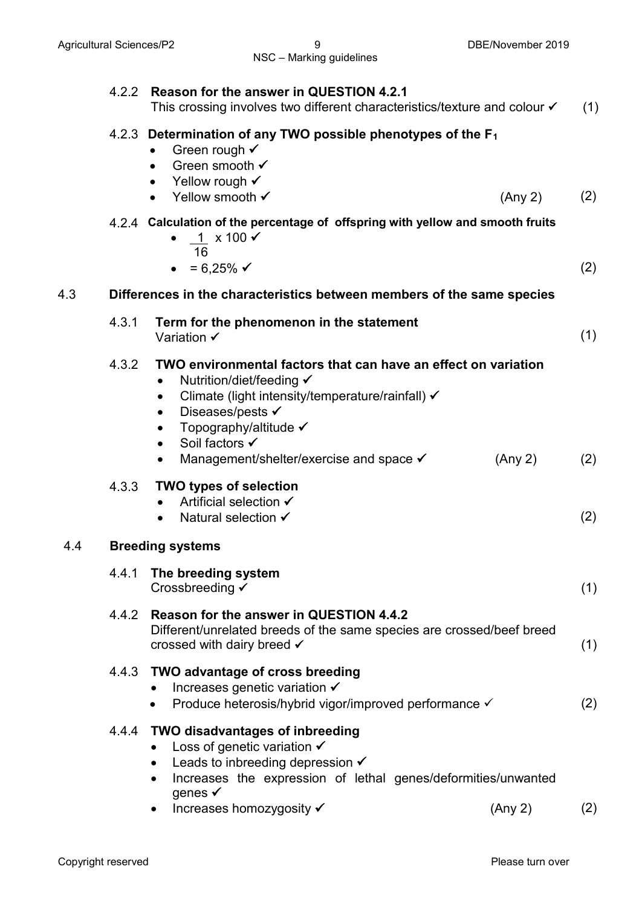4.2.2 **Reason for the answer in QUESTION 4.2.1**
This crossing involves two different characteristics/texture and colour ✓ (1)

4.2.3 **Determination of any TWO possible phenotypes of the $F_1$**

- Green rough ✓
- Green smooth ✓
- Yellow rough ✓
- Yellow smooth ✓ (Any 2) (2)

4.2.4 **Calculation of the percentage of offspring with yellow and smooth fruits**

- $\frac{1}{16} \times 100$ ✓
- $= 6,25\%$ ✓ (2)

## 4.3 Differences in the characteristics between members of the same species

4.3.1 **Term for the phenomenon in the statement**
Variation ✓ (1)

4.3.2 **TWO environmental factors that can have an effect on variation**

- Nutrition/diet/feeding ✓
- Climate (light intensity/temperature/rainfall) ✓
- Diseases/pests ✓
- Topography/altitude ✓
- Soil factors ✓
- Management/shelter/exercise and space ✓ (Any 2) (2)

4.3.3 **TWO types of selection**

- Artificial selection ✓
- Natural selection ✓ (2)

## 4.4 Breeding systems

4.4.1 **The breeding system**
Crossbreeding ✓ (1)

4.4.2 **Reason for the answer in QUESTION 4.4.2**
Different/unrelated breeds of the same species are crossed/beef breed crossed with dairy breed ✓ (1)

4.4.3 **TWO advantage of cross breeding**

- Increases genetic variation ✓
- Produce heterosis/hybrid vigor/improved performance ✓ (2)

4.4.4 **TWO disadvantages of inbreeding**

- Loss of genetic variation ✓
- Leads to inbreeding depression ✓
- Increases the expression of lethal genes/deformities/unwanted genes ✓
- Increases homozygosity ✓ (Any 2) (2)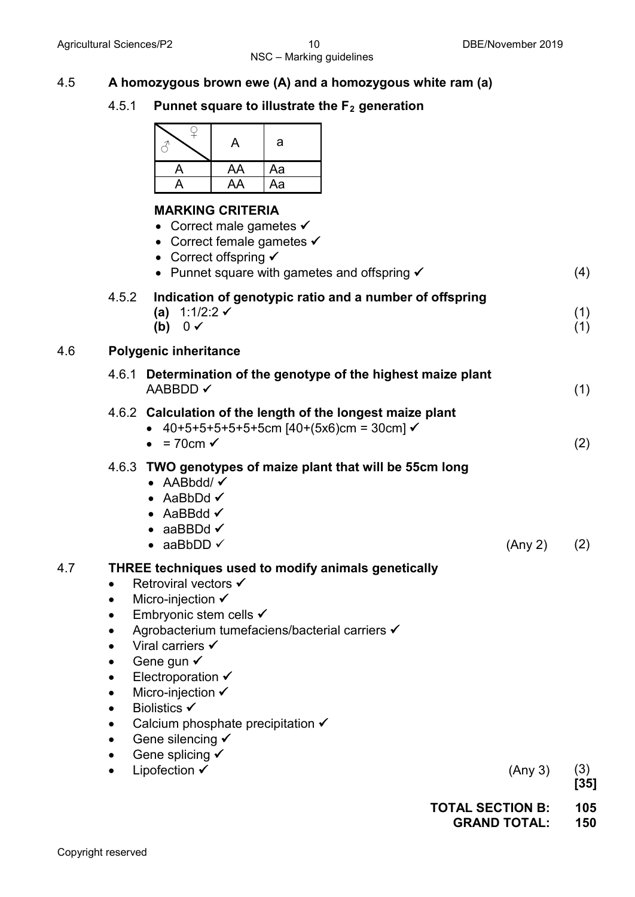4.5 **A homozygous brown ewe (A) and a homozygous white ram (a)**

4.5.1 **Punnet square to illustrate the $F_2$ generation**

| ♂ \ ♀ | A | a |
|---|---|---|
| A | AA | Aa |
| A | AA | Aa |

**MARKING CRITERIA**

- Correct male gametes ✓
- Correct female gametes ✓
- Correct offspring ✓
- Punnet square with gametes and offspring ✓ (4)

4.5.2 **Indication of genotypic ratio and a number of offspring**

**(a)** 1:1/2:2 ✓ (1)

**(b)** 0 ✓ (1)

4.6 **Polygenic inheritance**

4.6.1 **Determination of the genotype of the highest maize plant**

AABBDD ✓ (1)

4.6.2 **Calculation of the length of the longest maize plant**

- 40+5+5+5+5+5+5cm [40+(5x6)cm = 30cm] ✓
- = 70cm ✓ (2)

4.6.3 **TWO genotypes of maize plant that will be 55cm long**

- AABbdd/ ✓
- AaBbDd ✓
- AaBBdd ✓
- aaBBDd ✓
- aaBbDD ✓ (Any 2) (2)

4.7 **THREE techniques used to modify animals genetically**

- Retroviral vectors ✓
- Micro-injection ✓
- Embryonic stem cells ✓
- Agrobacterium tumefaciens/bacterial carriers ✓
- Viral carriers ✓
- Gene gun ✓
- Electroporation ✓
- Micro-injection ✓
- Biolistics ✓
- Calcium phosphate precipitation ✓
- Gene silencing ✓
- Gene splicing ✓
- Lipofection ✓ (Any 3) (3)

**[35]**

**TOTAL SECTION B: 105**

**GRAND TOTAL: 150**